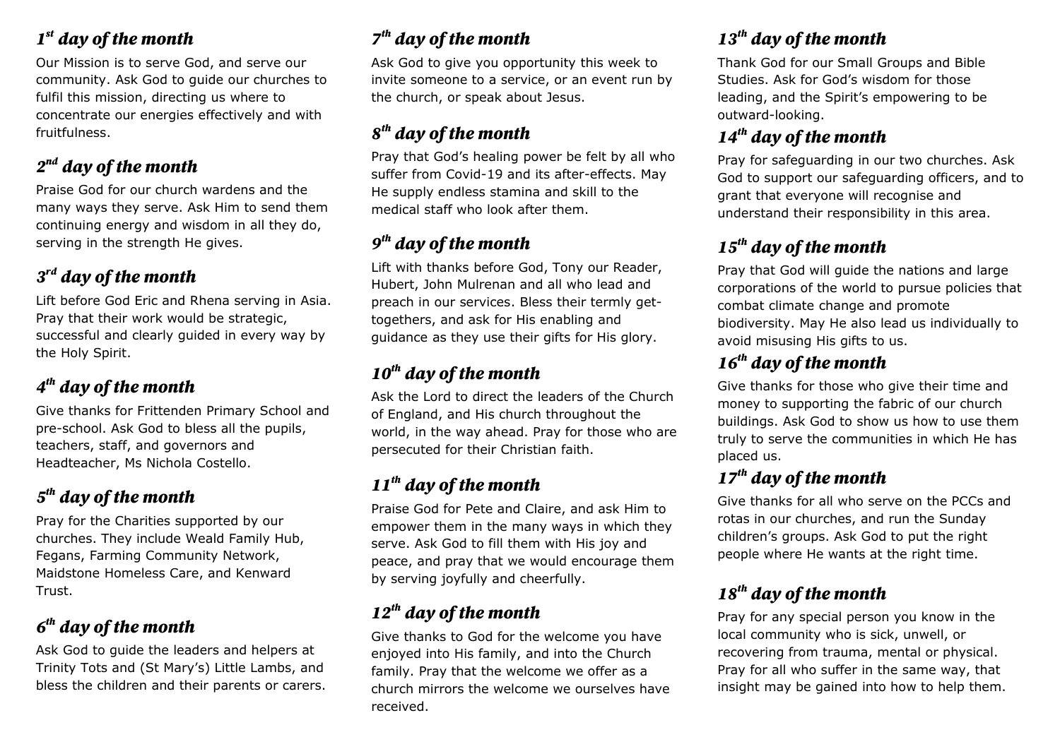## *1st day of the month*

Our Mission is to serve God, and serve our community. Ask God to guide our churches to fulfil this mission, directing us where to concentrate our energies effectively and with fruitfulness.

## *2nd day of the month*

Praise God for our church wardens and the many ways they serve. Ask Him to send them continuing energy and wisdom in all they do, serving in the strength He gives.

## *3rd day of the month*

Lift before God Eric and Rhena serving in Asia. Pray that their work would be strategic, successful and clearly guided in every way by the Holy Spirit.

## *4th day of the month*

Give thanks for Frittenden Primary School and pre-school. Ask God to bless all the pupils, teachers, staff, and governors and Headteacher, Ms Nichola Costello.

## *5th day of the month*

Pray for the Charities supported by our churches. They include Weald Family Hub, Fegans, Farming Community Network, Maidstone Homeless Care, and Kenward Trust.

## *6th day of the month*

Ask God to guide the leaders and helpers at Trinity Tots and (St Mary's) Little Lambs, and bless the children and their parents or carers.

## *7th day of the month*

Ask God to give you opportunity this week to invite someone to a service, or an event run by the church, or speak about Jesus.

## *8th day of the month*

Pray that God's healing power be felt by all who suffer from Covid-19 and its after-effects. May He supply endless stamina and skill to the medical staff who look after them.

## *9th day of the month*

Lift with thanks before God, Tony our Reader, Hubert, John Mulrenan and all who lead and preach in our services. Bless their termly get-togethers, and ask for His enabling and guidance as they use their gifts for His glory.

## *10th day of the month*

Ask the Lord to direct the leaders of the Church of England, and His church throughout the world, in the way ahead. Pray for those who are persecuted for their Christian faith.

## *11th day of the month*

Praise God for Pete and Claire, and ask Him to empower them in the many ways in which they serve. Ask God to fill them with His joy and peace, and pray that we would encourage them by serving joyfully and cheerfully.

## *12th day of the month*

Give thanks to God for the welcome you have enjoyed into His family, and into the Church family. Pray that the welcome we offer as a church mirrors the welcome we ourselves have received.

## *13th day of the month*

Thank God for our Small Groups and Bible Studies. Ask for God's wisdom for those leading, and the Spirit's empowering to be outward-looking.

## *14th day of the month*

Pray for safeguarding in our two churches. Ask God to support our safeguarding officers, and to grant that everyone will recognise and understand their responsibility in this area.

## *15th day of the month*

Pray that God will guide the nations and large corporations of the world to pursue policies that combat climate change and promote biodiversity. May He also lead us individually to avoid misusing His gifts to us.

## *16th day of the month*

Give thanks for those who give their time and money to supporting the fabric of our church buildings. Ask God to show us how to use them truly to serve the communities in which He has placed us.

## *17th day of the month*

Give thanks for all who serve on the PCCs and rotas in our churches, and run the Sunday children's groups. Ask God to put the right people where He wants at the right time.

## *18th day of the month*

Pray for any special person you know in the local community who is sick, unwell, or recovering from trauma, mental or physical. Pray for all who suffer in the same way, that insight may be gained into how to help them.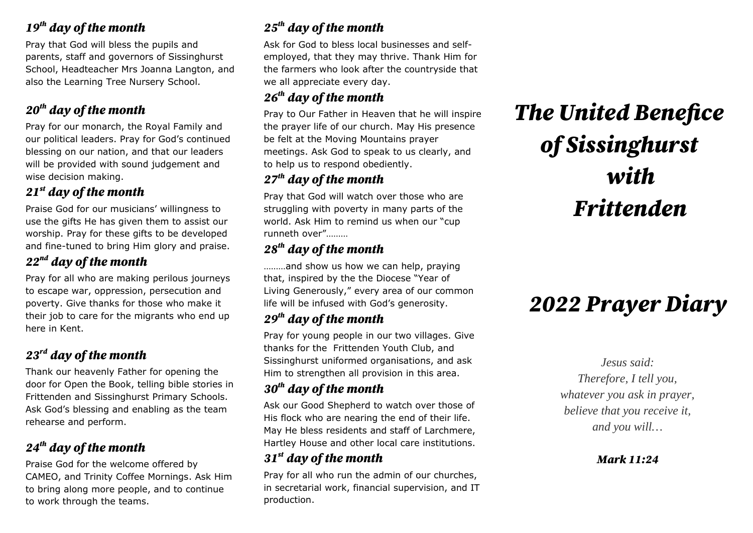### *19th day of the month*

Pray that God will bless the pupils and parents, staff and governors of Sissinghurst School, Headteacher Mrs Joanna Langton, and also the Learning Tree Nursery School.

### *20th day of the month*

Pray for our monarch, the Royal Family and our political leaders. Pray for God's continued blessing on our nation, and that our leaders will be provided with sound judgement and wise decision making.

### *21st day of the month*

Praise God for our musicians' willingness to use the gifts He has given them to assist our worship. Pray for these gifts to be developed and fine-tuned to bring Him glory and praise.

### *22nd day of the month*

Pray for all who are making perilous journeys to escape war, oppression, persecution and poverty. Give thanks for those who make it their job to care for the migrants who end up here in Kent.

### *23rd day of the month*

Thank our heavenly Father for opening the door for Open the Book, telling bible stories in Frittenden and Sissinghurst Primary Schools. Ask God's blessing and enabling as the team rehearse and perform.

### *24th day of the month*

Praise God for the welcome offered by CAMEO, and Trinity Coffee Mornings. Ask Him to bring along more people, and to continue to work through the teams.

### *25th day of the month*

Ask for God to bless local businesses and self-employed, that they may thrive. Thank Him for the farmers who look after the countryside that we all appreciate every day.

### *26th day of the month*

Pray to Our Father in Heaven that he will inspire the prayer life of our church. May His presence be felt at the Moving Mountains prayer meetings. Ask God to speak to us clearly, and to help us to respond obediently.

### *27th day of the month*

Pray that God will watch over those who are struggling with poverty in many parts of the world. Ask Him to remind us when our "cup runneth over"………

### *28th day of the month*

………and show us how we can help, praying that, inspired by the the Diocese "Year of Living Generously," every area of our common life will be infused with God's generosity.

### *29th day of the month*

Pray for young people in our two villages. Give thanks for the Frittenden Youth Club, and Sissinghurst uniformed organisations, and ask Him to strengthen all provision in this area.

### *30th day of the month*

Ask our Good Shepherd to watch over those of His flock who are nearing the end of their life. May He bless residents and staff of Larchmere, Hartley House and other local care institutions.

### *31st day of the month*

Pray for all who run the admin of our churches, in secretarial work, financial supervision, and IT production.

# *The United Benefice of Sissinghurst with Frittenden*

# *2022 Prayer Diary*

*Jesus said:*
*Therefore, I tell you,*
*whatever you ask in prayer,*
*believe that you receive it,*
*and you will…*

***Mark 11:24***